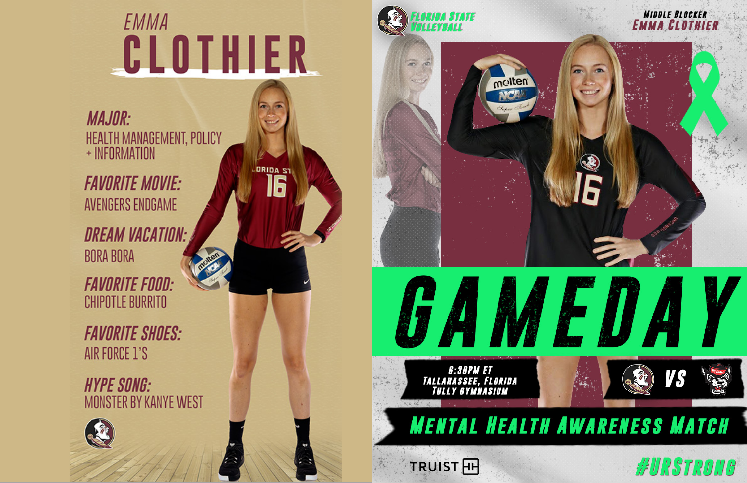# EMMA CLOTHIER

**MAJOR:**
HEALTH MANAGEMENT, POLICY + INFORMATION

**FAVORITE MOVIE:**
AVENGERS ENDGAME

**DREAM VACATION:**
BORA BORA

**FAVORITE FOOD:**
CHIPOTLE BURRITO

**FAVORITE SHOES:**
AIR FORCE 1'S

**HYPE SONG:**
MONSTER BY KANYE WEST

---

FLORIDA STATE VOLLEYBALL

MIDDLE BLOCKER
EMMA CLOTHIER

# GAMEDAY

6:30PM ET
TALLAHASSEE, FLORIDA
TULLY GYMNASIUM

VS

MENTAL HEALTH AWARENESS MATCH

TRUIST

#URSTRONG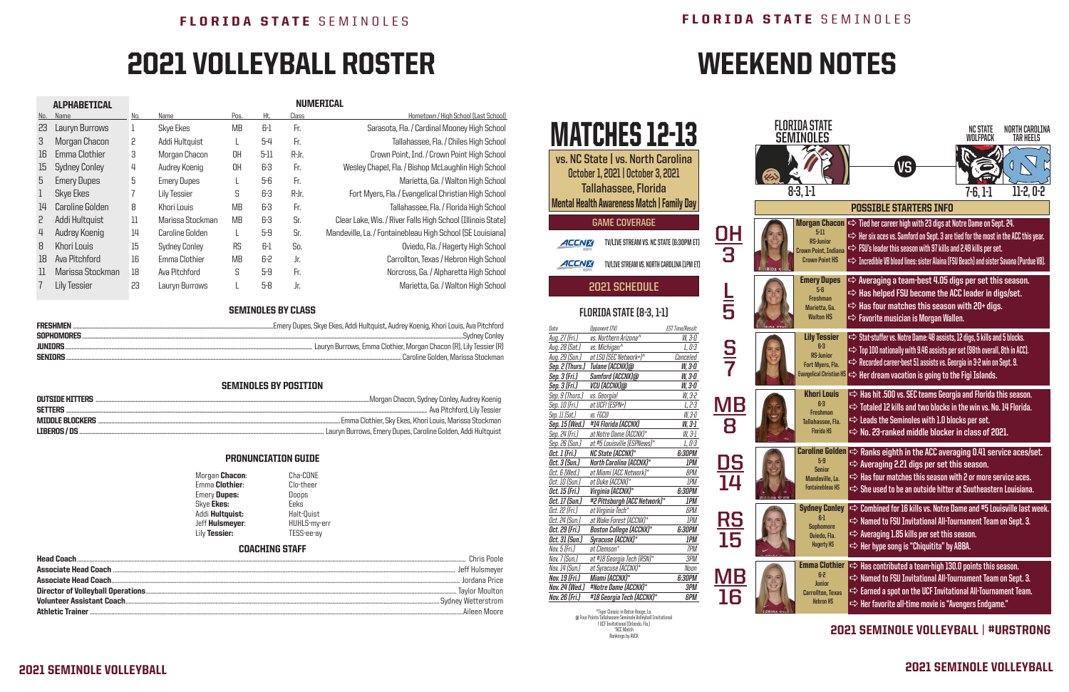# 2021 VOLLEYBALL ROSTER

| ALPHABETICAL | | NUMERICAL | | | | | |
|---|---|---|---|---|---|---|---|
| No. | Name | No. | Name | Pos. | Ht. | Class | Hometown / High School (Last School) |
| 23 | Lauryn Burrows | 1 | Skye Ekes | MB | 6-1 | Fr. | Sarasota, Fla. / Cardinal Mooney High School |
| 3 | Morgan Chacon | 2 | Addi Hultquist | L | 5-4 | Fr. | Tallahassee, Fla. / Chiles High School |
| 16 | Emma Clothier | 3 | Morgan Chacon | OH | 5-11 | R-Jr. | Crown Point, Ind. / Crown Point High School |
| 15 | Sydney Conley | 4 | Audrey Koenig | OH | 6-3 | Fr. | Wesley Chapel, Fla. / Bishop McLaughlin High School |
| 5 | Emery Dupes | 5 | Emery Dupes | L | 5-6 | Fr. | Marietta, Ga. / Walton High School |
| 1 | Skye Ekes | 7 | Lily Tessier | S | 6-3 | R-Jr. | Fort Myers, Fla. / Evangelical Christian High School |
| 14 | Caroline Golden | 8 | Khori Louis | MB | 6-3 | Fr. | Tallahassee, Fla. / Florida High School |
| 2 | Addi Hultquist | 11 | Marissa Stockman | MB | 6-3 | Sr. | Clear Lake, Wis. / River Falls High School (Illinois State) |
| 4 | Audrey Koenig | 14 | Caroline Golden | L | 5-9 | Sr. | Mandeville, La. / Fontainebleau High School (SE Louisiana) |
| 8 | Khori Louis | 15 | Sydney Conley | RS | 6-1 | So. | Oviedo, Fla. / Hagerty High School |
| 18 | Ava Pitchford | 16 | Emma Clothier | MB | 6-2 | Jr. | Carrollton, Texas / Hebron High School |
| 11 | Marissa Stockman | 18 | Ava Pitchford | S | 5-9 | Fr. | Norcross, Ga. / Alpharetta High School |
| 7 | Lily Tessier | 23 | Lauryn Burrows | L | 5-8 | Jr. | Marietta, Ga. / Walton High School |

## SEMINOLES BY CLASS

**FRESHMEN** ... Emery Dupes, Skye Ekes, Addi Hultquist, Audrey Koenig, Khori Louis, Ava Pitchford
**SOPHOMORES** ... Sydney Conley
**JUNIORS** ... Lauryn Burrows, Emma Clothier, Morgan Chacon (R), Lily Tessier (R)
**SENIORS** ... Caroline Golden, Marissa Stockman

## SEMINOLES BY POSITION

**OUTSIDE HITTERS** ... Morgan Chacon, Sydney Conley, Audrey Koenig
**SETTERS** ... Ava Pitchford, Lily Tessier
**MIDDLE BLOCKERS** ... Emma Clothier, Sky Ekes, Khori Louis, Marissa Stockman
**LIBEROS / DS** ... Lauryn Burrows, Emery Dupes, Caroline Golden, Addi Hultquist

## PRONUNCIATION GUIDE

| | |
|---|---|
| Morgan **Chacon**: | Cha-CONE |
| Emma **Clothier**: | Clo-theer |
| Emery **Dupes**: | Doops |
| Skye **Ekes**: | Eeks |
| Addi **Hultquist**: | Halt-Quist |
| Jeff **Hulsmeyer**: | HUHLS-my-err |
| Lily **Tessier**: | TESS-ee-ay |

## COACHING STAFF

**Head Coach** ... Chris Poole
**Associate Head Coach** ... Jeff Hulsmeyer
**Associate Head Coach** ... Jordana Price
**Director of Volleyball Operations** ... Taylor Moulton
**Volunteer Assistant Coach** ... Sydney Wetterstrom
**Athletic Trainer** ... Aileen Moore

# WEEKEND NOTES

## MATCHES 12-13

vs. NC State | vs. North Carolina
October 1, 2021 | October 3, 2021
Tallahassee, Florida
Mental Health Awareness Match | Family Day

### GAME COVERAGE

ACCNX — TV/LIVE STREAM VS. NC STATE (6:30PM ET)
ACCNX — TV/LIVE STREAM VS. NORTH CAROLINA (1PM ET)

### 2021 SCHEDULE

**FLORIDA STATE (8-3, 1-1)**

| Date | Opponent (TV) | EST Time/Result |
|---|---|---|
| Aug. 27 (Fri.) | vs. Northern Arizona^ | W, 3-0 |
| Aug. 28 (Sat.) | vs. Michigan^ | L, 0-3 |
| Aug. 29 (Sun.) | at LSU (SEC Network+)^ | Canceled |
| **Sep. 2 (Thurs.)** | **Tulane (ACCNX)@** | **W, 3-0** |
| **Sep. 3 (Fri.)** | **Samford (ACCNX)@** | **W, 3-0** |
| **Sep. 3 (Fri.)** | **VCU (ACCNX)@** | **W, 3-0** |
| Sep. 9 (Thurs.) | vs. Georgia! | W, 3-2 |
| Sep. 10 (Fri.) | at UCF (ESPN+) | L, 2-3 |
| Sep. 11 (Sat.) | vs. FGCU! | W, 3-0 |
| **Sep. 15 (Wed.)** | **#14 Florida (ACCNX)** | **W, 3-1** |
| Sep. 24 (Fri.) | at Notre Dame (ACCNX)* | W, 3-1 |
| Sep. 26 (Sun.) | at #5 Louisville (ESPNews)* | L, 0-3 |
| **Oct. 1 (Fri.)** | **NC State (ACCNX)*** | **6:30PM** |
| **Oct. 3 (Sun.)** | **North Carolina (ACCNX)*** | **1PM** |
| Oct. 6 (Wed.) | at Miami (ACC Network)* | 8PM |
| Oct. 10 (Sun.) | at Duke (ACCNX)* | 1PM |
| **Oct. 15 (Fri.)** | **Virginia (ACCNX)*** | **6:30PM** |
| **Oct. 17 (Sun.)** | **#2 Pittsburgh (ACC Network)*** | **1PM** |
| Oct. 22 (Fri.) | at Virginia Tech* | 6PM |
| Oct. 24 (Sun.) | at Wake Forest (ACCNX)* | 1PM |
| **Oct. 29 (Fri.)** | **Boston College (ACCNX)*** | **6:30PM** |
| **Oct. 31 (Sun.)** | **Syracuse (ACCNX)*** | **1PM** |
| Nov. 5 (Fri.) | at Clemson* | 7PM |
| Nov. 7 (Sun.) | at #18 Georgia Tech (RSN)* | 3PM |
| Nov. 14 (Sun.) | at Syracuse (ACCNX)* | Noon |
| **Nov. 19 (Fri.)** | **Miami (ACCNX)*** | **6:30PM** |
| **Nov. 24 (Wed.)** | **#Notre Dame (ACCNX)*** | **3PM** |
| **Nov. 26 (Fri.)** | **#18 Georgia Tech (ACCNX)*** | **6PM** |

^Tiger Classic in Baton Rouge, La.
@ Four Points Tallahassee Seminole Volleyball Invitational
! UCF Invitational (Orlando, Fla.)
*ACC Match
Rankings by AVCA

### FLORIDA STATE SEMINOLES vs. NC STATE WOLFPACK / NORTH CAROLINA TAR HEELS

FLORIDA STATE SEMINOLES: 8-3, 1-1
NC STATE WOLFPACK: 7-6, 1-1
NORTH CAROLINA TAR HEELS: 11-2, 0-2

### POSSIBLE STARTERS INFO

**OH 3 — Morgan Chacon** | 5-11 | RS-Junior | Crown Point, Indiana | Crown Point HS
- ⇨ Tied her career high with 23 digs at Notre Dame on Sept. 24.
- ⇨ Her six aces vs. Samford on Sept. 3 are tied for the most in the ACC this year.
- ⇨ FSU's leader this season with 97 kills and 2.49 kills per set.
- ⇨ Incredible VB blood lines: sister Alaina (FSU Beach) and sister Savana (Purdue VB).

**L 5 — Emery Dupes** | 5-6 | Freshman | Marietta, Ga. | Walton HS
- ⇨ Averaging a team-best 4.05 digs per set this season.
- ⇨ Has helped FSU become the ACC leader in digs/set.
- ⇨ Has four matches this season with 20+ digs.
- ⇨ Favorite musician is Morgan Wallen.

**S 7 — Lily Tessier** | 6-3 | RS-Junior | Fort Myers, Fla. | Evangelical Christian HS
- ⇨ Stat-stuffer vs. Notre Dame: 48 assists, 12 digs, 5 kills and 5 blocks.
- ⇨ Top 100 nationally with 9.46 assists per set (98th overall, 8th in ACC).
- ⇨ Recorded career-best 51 assists vs. Georgia in 3-2 win on Sept. 9.
- ⇨ Her dream vacation is going to the Figi Islands.

**MB 8 — Khori Louis** | 6-3 | Freshman | Tallahassee, Fla. | Florida HS
- ⇨ Has hit .500 vs. SEC teams Georgia and Florida this season.
- ⇨ Totaled 12 kills and two blocks in the win vs. No. 14 Florida.
- ⇨ Leads the Seminoles with 1.0 blocks per set.
- ⇨ No. 23-ranked middle blocker in class of 2021.

**DS 14 — Caroline Golden** | 5-9 | Senior | Mandeville, La. | Fontainebleau HS
- ⇨ Ranks eighth in the ACC averaging 0.41 service aces/set.
- ⇨ Averaging 2.21 digs per set this season.
- ⇨ Has four matches this season with 2 or more service aces.
- ⇨ She used to be an outside hitter at Southeastern Louisiana.

**RS 15 — Sydney Conley** | 6-1 | Sophomore | Oviedo, Fla. | Hagerty HS
- ⇨ Combined for 16 kills vs. Notre Dame and #5 Louisville last week.
- ⇨ Named to FSU Invitational All-Tournament Team on Sept. 3.
- ⇨ Averaging 1.85 kills per set this season.
- ⇨ Her hype song is "Chiquitita" by ABBA.

**MB 16 — Emma Clothier** | 6-2 | Junior | Carrollton, Texas | Hebron HS
- ⇨ Has contributed a team-high 130.0 points this season.
- ⇨ Named to FSU Invitational All-Tournament Team on Sept. 3.
- ⇨ Earned a spot on the UCF Invitational All-Tournament Team.
- ⇨ Her favorite all-time movie is "Avengers Endgame."

2021 SEMINOLE VOLLEYBALL | #URSTRONG